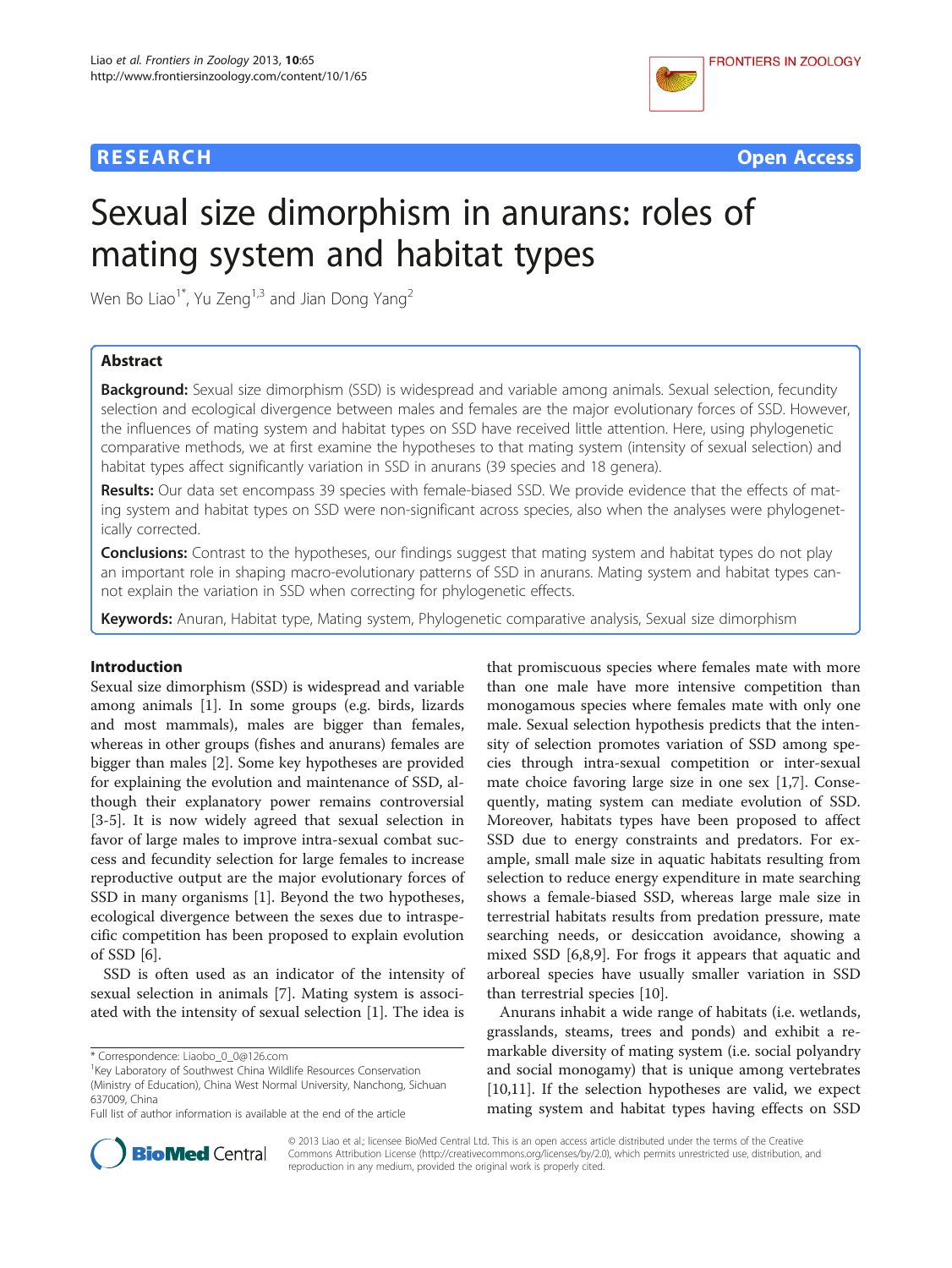**RESEARCH** **Open Access**

# Sexual size dimorphism in anurans: roles of mating system and habitat types

Wen Bo Liao[1*], Yu Zeng[1,3] and Jian Dong Yang[2]

## Abstract

**Background:** Sexual size dimorphism (SSD) is widespread and variable among animals. Sexual selection, fecundity selection and ecological divergence between males and females are the major evolutionary forces of SSD. However, the influences of mating system and habitat types on SSD have received little attention. Here, using phylogenetic comparative methods, we at first examine the hypotheses to that mating system (intensity of sexual selection) and habitat types affect significantly variation in SSD in anurans (39 species and 18 genera).

**Results:** Our data set encompass 39 species with female-biased SSD. We provide evidence that the effects of mating system and habitat types on SSD were non-significant across species, also when the analyses were phylogenetically corrected.

**Conclusions:** Contrast to the hypotheses, our findings suggest that mating system and habitat types do not play an important role in shaping macro-evolutionary patterns of SSD in anurans. Mating system and habitat types cannot explain the variation in SSD when correcting for phylogenetic effects.

**Keywords:** Anuran, Habitat type, Mating system, Phylogenetic comparative analysis, Sexual size dimorphism

## Introduction

Sexual size dimorphism (SSD) is widespread and variable among animals [1]. In some groups (e.g. birds, lizards and most mammals), males are bigger than females, whereas in other groups (fishes and anurans) females are bigger than males [2]. Some key hypotheses are provided for explaining the evolution and maintenance of SSD, although their explanatory power remains controversial [3-5]. It is now widely agreed that sexual selection in favor of large males to improve intra-sexual combat success and fecundity selection for large females to increase reproductive output are the major evolutionary forces of SSD in many organisms [1]. Beyond the two hypotheses, ecological divergence between the sexes due to intraspecific competition has been proposed to explain evolution of SSD [6].

SSD is often used as an indicator of the intensity of sexual selection in animals [7]. Mating system is associated with the intensity of sexual selection [1]. The idea is that promiscuous species where females mate with more than one male have more intensive competition than monogamous species where females mate with only one male. Sexual selection hypothesis predicts that the intensity of selection promotes variation of SSD among species through intra-sexual competition or inter-sexual mate choice favoring large size in one sex [1,7]. Consequently, mating system can mediate evolution of SSD. Moreover, habitats types have been proposed to affect SSD due to energy constraints and predators. For example, small male size in aquatic habitats resulting from selection to reduce energy expenditure in mate searching shows a female-biased SSD, whereas large male size in terrestrial habitats results from predation pressure, mate searching needs, or desiccation avoidance, showing a mixed SSD [6,8,9]. For frogs it appears that aquatic and arboreal species have usually smaller variation in SSD than terrestrial species [10].

Anurans inhabit a wide range of habitats (i.e. wetlands, grasslands, steams, trees and ponds) and exhibit a remarkable diversity of mating system (i.e. social polyandry and social monogamy) that is unique among vertebrates [10,11]. If the selection hypotheses are valid, we expect mating system and habitat types having effects on SSD

\* Correspondence: Liaobo_0_0@126.com
[1]Key Laboratory of Southwest China Wildlife Resources Conservation (Ministry of Education), China West Normal University, Nanchong, Sichuan 637009, China
Full list of author information is available at the end of the article

© 2013 Liao et al.; licensee BioMed Central Ltd. This is an open access article distributed under the terms of the Creative Commons Attribution License (http://creativecommons.org/licenses/by/2.0), which permits unrestricted use, distribution, and reproduction in any medium, provided the original work is properly cited.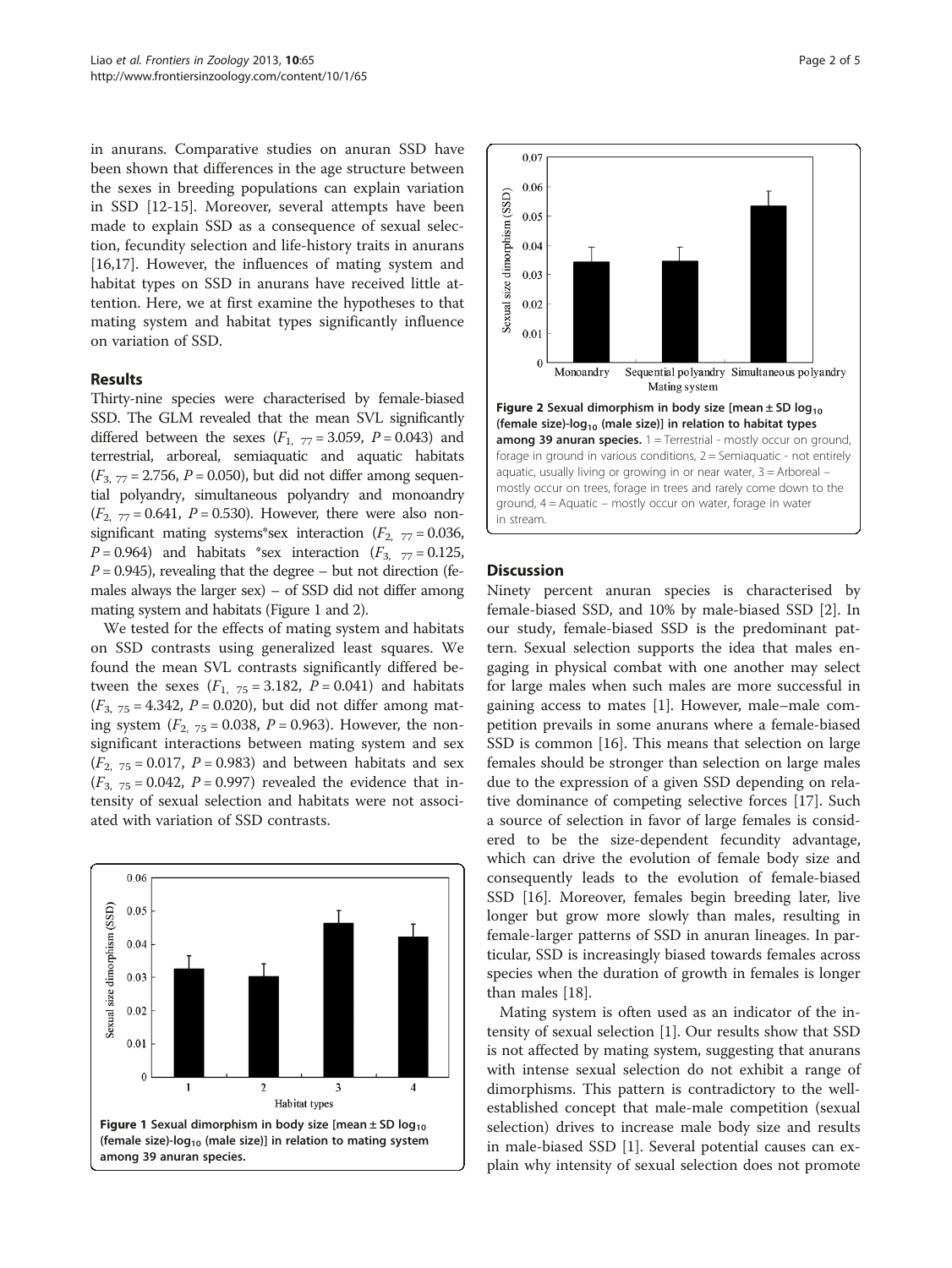in anurans. Comparative studies on anuran SSD have been shown that differences in the age structure between the sexes in breeding populations can explain variation in SSD [12-15]. Moreover, several attempts have been made to explain SSD as a consequence of sexual selection, fecundity selection and life-history traits in anurans [16,17]. However, the influences of mating system and habitat types on SSD in anurans have received little attention. Here, we at first examine the hypotheses to that mating system and habitat types significantly influence on variation of SSD.

## Results

Thirty-nine species were characterised by female-biased SSD. The GLM revealed that the mean SVL significantly differed between the sexes ($F_{1,\ 77} = 3.059$, $P = 0.043$) and terrestrial, arboreal, semiaquatic and aquatic habitats ($F_{3,\ 77} = 2.756$, $P = 0.050$), but did not differ among sequential polyandry, simultaneous polyandry and monoandry ($F_{2,\ 77} = 0.641$, $P = 0.530$). However, there were also non-significant mating systems*sex interaction ($F_{2,\ 77} = 0.036$, $P = 0.964$) and habitats *sex interaction ($F_{3,\ 77} = 0.125$, $P = 0.945$), revealing that the degree – but not direction (females always the larger sex) – of SSD did not differ among mating system and habitats (Figure 1 and 2).

We tested for the effects of mating system and habitats on SSD contrasts using generalized least squares. We found the mean SVL contrasts significantly differed between the sexes ($F_{1,\ 75} = 3.182$, $P = 0.041$) and habitats ($F_{3,\ 75} = 4.342$, $P = 0.020$), but did not differ among mating system ($F_{2,\ 75} = 0.038$, $P = 0.963$). However, the non-significant interactions between mating system and sex ($F_{2,\ 75} = 0.017$, $P = 0.983$) and between habitats and sex ($F_{3,\ 75} = 0.042$, $P = 0.997$) revealed the evidence that intensity of sexual selection and habitats were not associated with variation of SSD contrasts.

**Figure 1** Sexual dimorphism in body size [mean ± SD $\log_{10}$ (female size)-$\log_{10}$ (male size)] in relation to mating system among 39 anuran species.

**Figure 2** Sexual dimorphism in body size [mean ± SD $\log_{10}$ (female size)-$\log_{10}$ (male size)] in relation to habitat types among 39 anuran species. 1 = Terrestrial - mostly occur on ground, forage in ground in various conditions, 2 = Semiaquatic - not entirely aquatic, usually living or growing in or near water, 3 = Arboreal – mostly occur on trees, forage in trees and rarely come down to the ground, 4 = Aquatic – mostly occur on water, forage in water in stream.

## Discussion

Ninety percent anuran species is characterised by female-biased SSD, and 10% by male-biased SSD [2]. In our study, female-biased SSD is the predominant pattern. Sexual selection supports the idea that males engaging in physical combat with one another may select for large males when such males are more successful in gaining access to mates [1]. However, male–male competition prevails in some anurans where a female-biased SSD is common [16]. This means that selection on large females should be stronger than selection on large males due to the expression of a given SSD depending on relative dominance of competing selective forces [17]. Such a source of selection in favor of large females is considered to be the size-dependent fecundity advantage, which can drive the evolution of female body size and consequently leads to the evolution of female-biased SSD [16]. Moreover, females begin breeding later, live longer but grow more slowly than males, resulting in female-larger patterns of SSD in anuran lineages. In particular, SSD is increasingly biased towards females across species when the duration of growth in females is longer than males [18].

Mating system is often used as an indicator of the intensity of sexual selection [1]. Our results show that SSD is not affected by mating system, suggesting that anurans with intense sexual selection do not exhibit a range of dimorphisms. This pattern is contradictory to the well-established concept that male-male competition (sexual selection) drives to increase male body size and results in male-biased SSD [1]. Several potential causes can explain why intensity of sexual selection does not promote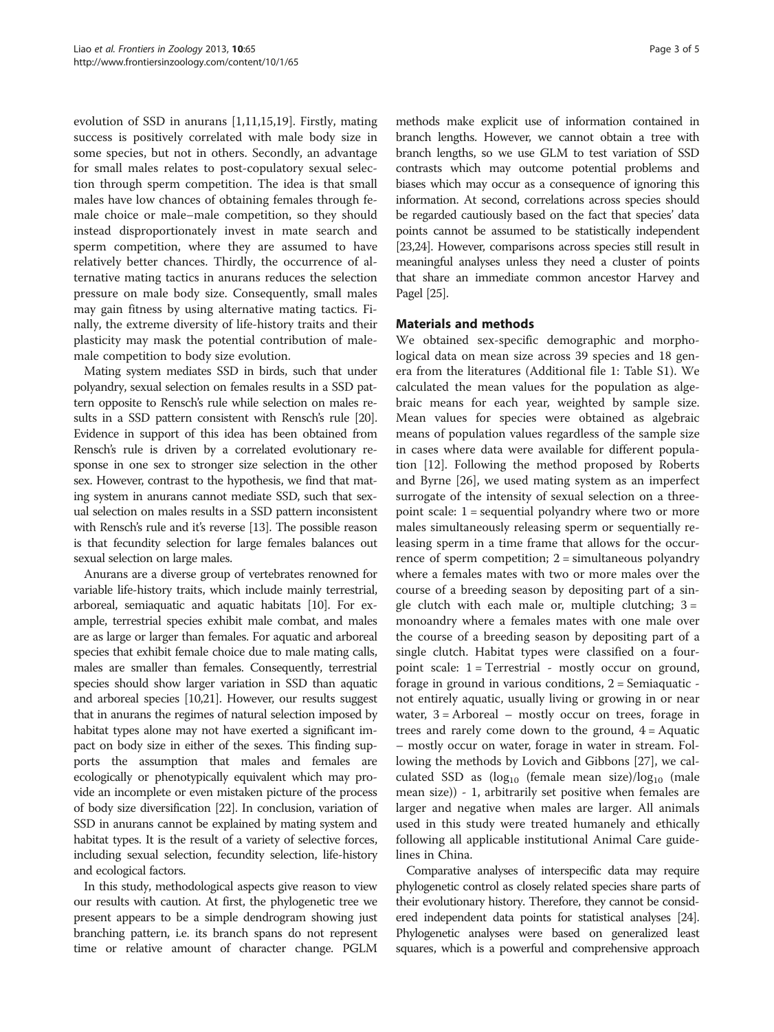evolution of SSD in anurans [1,11,15,19]. Firstly, mating success is positively correlated with male body size in some species, but not in others. Secondly, an advantage for small males relates to post-copulatory sexual selection through sperm competition. The idea is that small males have low chances of obtaining females through female choice or male–male competition, so they should instead disproportionately invest in mate search and sperm competition, where they are assumed to have relatively better chances. Thirdly, the occurrence of alternative mating tactics in anurans reduces the selection pressure on male body size. Consequently, small males may gain fitness by using alternative mating tactics. Finally, the extreme diversity of life-history traits and their plasticity may mask the potential contribution of male-male competition to body size evolution.

Mating system mediates SSD in birds, such that under polyandry, sexual selection on females results in a SSD pattern opposite to Rensch's rule while selection on males results in a SSD pattern consistent with Rensch's rule [20]. Evidence in support of this idea has been obtained from Rensch's rule is driven by a correlated evolutionary response in one sex to stronger size selection in the other sex. However, contrast to the hypothesis, we find that mating system in anurans cannot mediate SSD, such that sexual selection on males results in a SSD pattern inconsistent with Rensch's rule and it's reverse [13]. The possible reason is that fecundity selection for large females balances out sexual selection on large males.

Anurans are a diverse group of vertebrates renowned for variable life-history traits, which include mainly terrestrial, arboreal, semiaquatic and aquatic habitats [10]. For example, terrestrial species exhibit male combat, and males are as large or larger than females. For aquatic and arboreal species that exhibit female choice due to male mating calls, males are smaller than females. Consequently, terrestrial species should show larger variation in SSD than aquatic and arboreal species [10,21]. However, our results suggest that in anurans the regimes of natural selection imposed by habitat types alone may not have exerted a significant impact on body size in either of the sexes. This finding supports the assumption that males and females are ecologically or phenotypically equivalent which may provide an incomplete or even mistaken picture of the process of body size diversification [22]. In conclusion, variation of SSD in anurans cannot be explained by mating system and habitat types. It is the result of a variety of selective forces, including sexual selection, fecundity selection, life-history and ecological factors.

In this study, methodological aspects give reason to view our results with caution. At first, the phylogenetic tree we present appears to be a simple dendrogram showing just branching pattern, i.e. its branch spans do not represent time or relative amount of character change. PGLM methods make explicit use of information contained in branch lengths. However, we cannot obtain a tree with branch lengths, so we use GLM to test variation of SSD contrasts which may outcome potential problems and biases which may occur as a consequence of ignoring this information. At second, correlations across species should be regarded cautiously based on the fact that species' data points cannot be assumed to be statistically independent [23,24]. However, comparisons across species still result in meaningful analyses unless they need a cluster of points that share an immediate common ancestor Harvey and Pagel [25].

## Materials and methods

We obtained sex-specific demographic and morphological data on mean size across 39 species and 18 genera from the literatures (Additional file 1: Table S1). We calculated the mean values for the population as algebraic means for each year, weighted by sample size. Mean values for species were obtained as algebraic means of population values regardless of the sample size in cases where data were available for different population [12]. Following the method proposed by Roberts and Byrne [26], we used mating system as an imperfect surrogate of the intensity of sexual selection on a three-point scale: 1 = sequential polyandry where two or more males simultaneously releasing sperm or sequentially releasing sperm in a time frame that allows for the occurrence of sperm competition; 2 = simultaneous polyandry where a females mates with two or more males over the course of a breeding season by depositing part of a single clutch with each male or, multiple clutching; 3 = monoandry where a females mates with one male over the course of a breeding season by depositing part of a single clutch. Habitat types were classified on a four-point scale: 1 = Terrestrial - mostly occur on ground, forage in ground in various conditions, 2 = Semiaquatic - not entirely aquatic, usually living or growing in or near water, 3 = Arboreal – mostly occur on trees, forage in trees and rarely come down to the ground, 4 = Aquatic – mostly occur on water, forage in water in stream. Following the methods by Lovich and Gibbons [27], we calculated SSD as ($\log_{10}$ (female mean size)/$\log_{10}$ (male mean size)) - 1, arbitrarily set positive when females are larger and negative when males are larger. All animals used in this study were treated humanely and ethically following all applicable institutional Animal Care guidelines in China.

Comparative analyses of interspecific data may require phylogenetic control as closely related species share parts of their evolutionary history. Therefore, they cannot be considered independent data points for statistical analyses [24]. Phylogenetic analyses were based on generalized least squares, which is a powerful and comprehensive approach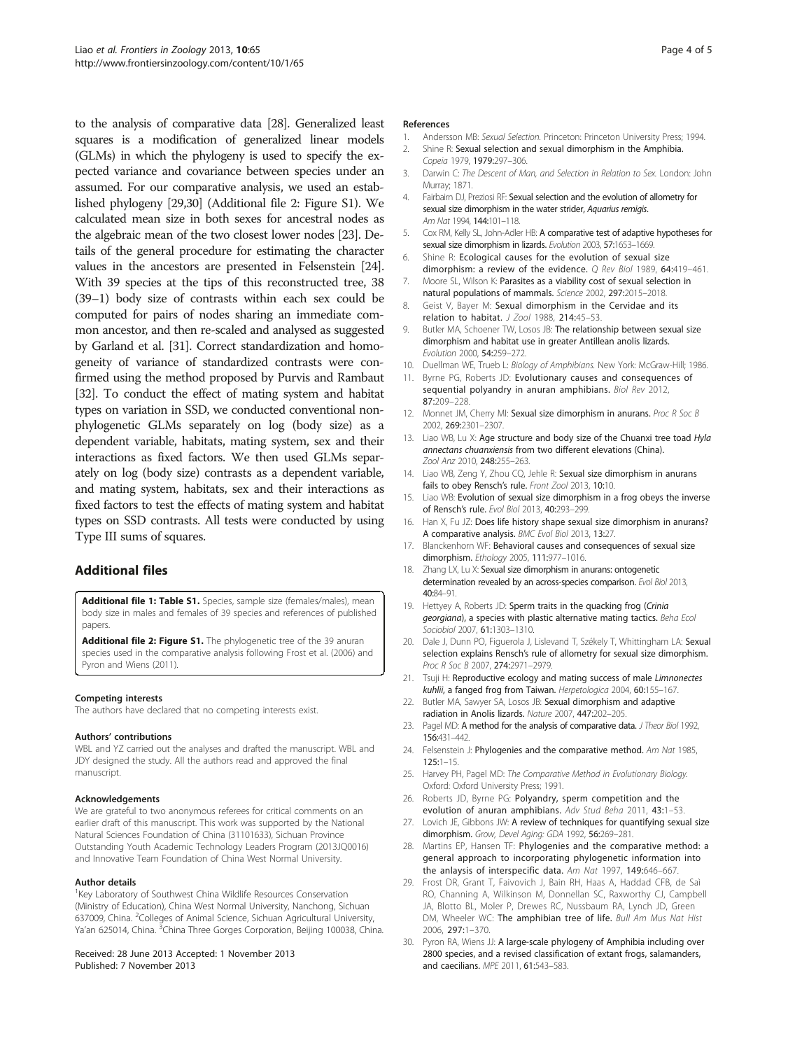to the analysis of comparative data [28]. Generalized least squares is a modification of generalized linear models (GLMs) in which the phylogeny is used to specify the expected variance and covariance between species under an assumed. For our comparative analysis, we used an established phylogeny [29,30] (Additional file 2: Figure S1). We calculated mean size in both sexes for ancestral nodes as the algebraic mean of the two closest lower nodes [23]. Details of the general procedure for estimating the character values in the ancestors are presented in Felsenstein [24]. With 39 species at the tips of this reconstructed tree, 38 (39–1) body size of contrasts within each sex could be computed for pairs of nodes sharing an immediate common ancestor, and then re-scaled and analysed as suggested by Garland et al. [31]. Correct standardization and homogeneity of variance of standardized contrasts were confirmed using the method proposed by Purvis and Rambaut [32]. To conduct the effect of mating system and habitat types on variation in SSD, we conducted conventional non-phylogenetic GLMs separately on log (body size) as a dependent variable, habitats, mating system, sex and their interactions as fixed factors. We then used GLMs separately on log (body size) contrasts as a dependent variable, and mating system, habitats, sex and their interactions as fixed factors to test the effects of mating system and habitat types on SSD contrasts. All tests were conducted by using Type III sums of squares.

## Additional files

**Additional file 1: Table S1.** Species, sample size (females/males), mean body size in males and females of 39 species and references of published papers.

**Additional file 2: Figure S1.** The phylogenetic tree of the 39 anuran species used in the comparative analysis following Frost et al. (2006) and Pyron and Wiens (2011).

#### Competing interests

The authors have declared that no competing interests exist.

#### Authors' contributions

WBL and YZ carried out the analyses and drafted the manuscript. WBL and JDY designed the study. All the authors read and approved the final manuscript.

#### Acknowledgements

We are grateful to two anonymous referees for critical comments on an earlier draft of this manuscript. This work was supported by the National Natural Sciences Foundation of China (31101633), Sichuan Province Outstanding Youth Academic Technology Leaders Program (2013JQ0016) and Innovative Team Foundation of China West Normal University.

#### Author details

[1]Key Laboratory of Southwest China Wildlife Resources Conservation (Ministry of Education), China West Normal University, Nanchong, Sichuan 637009, China. [2]Colleges of Animal Science, Sichuan Agricultural University, Ya'an 625014, China. [3]China Three Gorges Corporation, Beijing 100038, China.

Received: 28 June 2013 Accepted: 1 November 2013
Published: 7 November 2013

#### References

1. Andersson MB: *Sexual Selection.* Princeton: Princeton University Press; 1994.
2. Shine R: Sexual selection and sexual dimorphism in the Amphibia. *Copeia* 1979, 1979:297–306.
3. Darwin C: *The Descent of Man, and Selection in Relation to Sex.* London: John Murray; 1871.
4. Fairbairn DJ, Preziosi RF: Sexual selection and the evolution of allometry for sexual size dimorphism in the water strider, *Aquarius remigis*. *Am Nat* 1994, 144:101–118.
5. Cox RM, Kelly SL, John-Adler HB: A comparative test of adaptive hypotheses for sexual size dimorphism in lizards. *Evolution* 2003, 57:1653–1669.
6. Shine R: Ecological causes for the evolution of sexual size dimorphism: a review of the evidence. *Q Rev Biol* 1989, 64:419–461.
7. Moore SL, Wilson K: Parasites as a viability cost of sexual selection in natural populations of mammals. *Science* 2002, 297:2015–2018.
8. Geist V, Bayer M: Sexual dimorphism in the Cervidae and its relation to habitat. *J Zool* 1988, 214:45–53.
9. Butler MA, Schoener TW, Losos JB: The relationship between sexual size dimorphism and habitat use in greater Antillean anolis lizards. *Evolution* 2000, 54:259–272.
10. Duellman WE, Trueb L: *Biology of Amphibians.* New York: McGraw-Hill; 1986.
11. Byrne PG, Roberts JD: Evolutionary causes and consequences of sequential polyandry in anuran amphibians. *Biol Rev* 2012, 87:209–228.
12. Monnet JM, Cherry MI: Sexual size dimorphism in anurans. *Proc R Soc B* 2002, 269:2301–2307.
13. Liao WB, Lu X: Age structure and body size of the Chuanxi tree toad *Hyla annectans chuanxiensis* from two different elevations (China). *Zool Anz* 2010, 248:255–263.
14. Liao WB, Zeng Y, Zhou CQ, Jehle R: Sexual size dimorphism in anurans fails to obey Rensch's rule. *Front Zool* 2013, 10:10.
15. Liao WB: Evolution of sexual size dimorphism in a frog obeys the inverse of Rensch's rule. *Evol Biol* 2013, 40:293–299.
16. Han X, Fu JZ: Does life history shape sexual size dimorphism in anurans? A comparative analysis. *BMC Evol Biol* 2013, 13:27.
17. Blanckenhorn WF: Behavioral causes and consequences of sexual size dimorphism. *Ethology* 2005, 111:977–1016.
18. Zhang LX, Lu X: Sexual size dimorphism in anurans: ontogenetic determination revealed by an across-species comparison. *Evol Biol* 2013, 40:84–91.
19. Hettyey A, Roberts JD: Sperm traits in the quacking frog (*Crinia georgiana*), a species with plastic alternative mating tactics. *Beha Ecol Sociobiol* 2007, 61:1303–1310.
20. Dale J, Dunn PO, Figuerola J, Lislevand T, Székely T, Whittingham LA: Sexual selection explains Rensch's rule of allometry for sexual size dimorphism. *Proc R Soc B* 2007, 274:2971–2979.
21. Tsuji H: Reproductive ecology and mating success of male *Limnonectes kuhlii*, a fanged frog from Taiwan. *Herpetologica* 2004, 60:155–167.
22. Butler MA, Sawyer SA, Losos JB: Sexual dimorphism and adaptive radiation in Anolis lizards. *Nature* 2007, 447:202–205.
23. Pagel MD: A method for the analysis of comparative data. *J Theor Biol* 1992, 156:431–442.
24. Felsenstein J: Phylogenies and the comparative method. *Am Nat* 1985, 125:1–15.
25. Harvey PH, Pagel MD: *The Comparative Method in Evolutionary Biology.* Oxford: Oxford University Press; 1991.
26. Roberts JD, Byrne PG: Polyandry, sperm competition and the evolution of anuran amphibians. *Adv Stud Beha* 2011, 43:1–53.
27. Lovich JE, Gibbons JW: A review of techniques for quantifying sexual size dimorphism. *Grow, Devel Aging: GDA* 1992, 56:269–281.
28. Martins EP, Hansen TF: Phylogenies and the comparative method: a general approach to incorporating phylogenetic information into the anlaysis of interspecific data. *Am Nat* 1997, 149:646–667.
29. Frost DR, Grant T, Faivovich J, Bain RH, Haas A, Haddad CFB, de Saì RO, Channing A, Wilkinson M, Donnellan SC, Raxworthy CJ, Campbell JA, Blotto BL, Moler P, Drewes RC, Nussbaum RA, Lynch JD, Green DM, Wheeler WC: The amphibian tree of life. *Bull Am Mus Nat Hist* 2006, 297:1–370.
30. Pyron RA, Wiens JJ: A large-scale phylogeny of Amphibia including over 2800 species, and a revised classification of extant frogs, salamanders, and caecilians. *MPE* 2011, 61:543–583.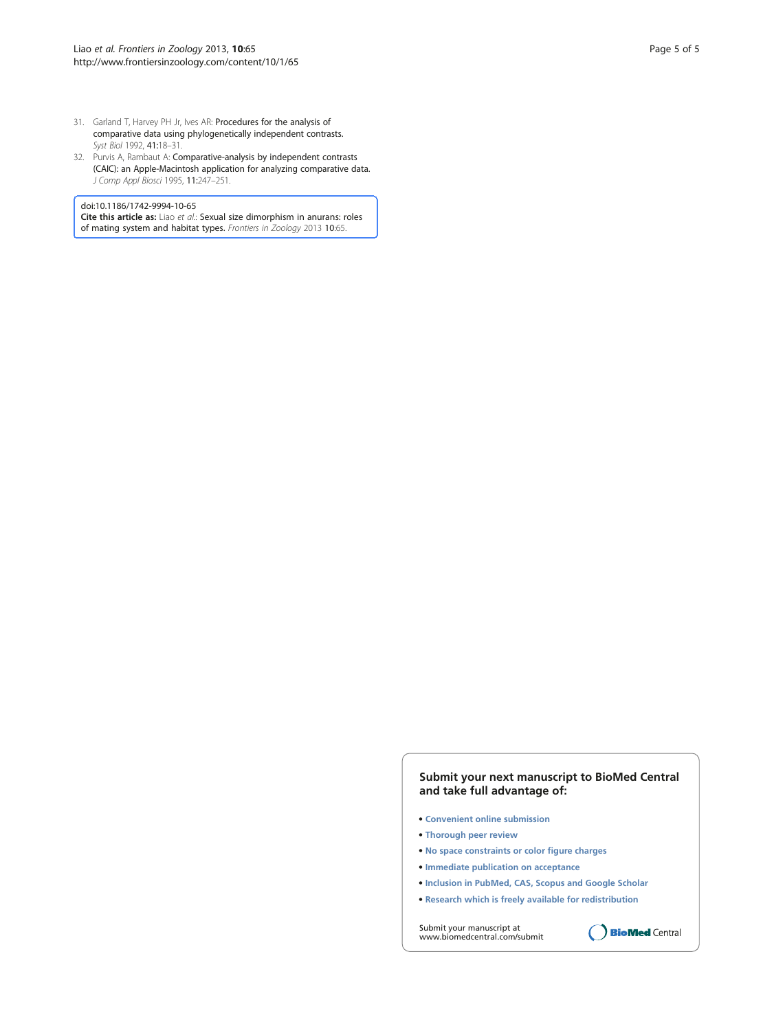31. Garland T, Harvey PH Jr, Ives AR: **Procedures for the analysis of comparative data using phylogenetically independent contrasts.** *Syst Biol* 1992, **41:**18–31.
32. Purvis A, Rambaut A: **Comparative-analysis by independent contrasts (CAIC): an Apple-Macintosh application for analyzing comparative data.** *J Comp Appl Biosci* 1995, **11:**247–251.

doi:10.1186/1742-9994-10-65
**Cite this article as:** Liao *et al.*: Sexual size dimorphism in anurans: roles of mating system and habitat types. *Frontiers in Zoology* 2013 **10**:65.

**Submit your next manuscript to BioMed Central and take full advantage of:**

- **Convenient online submission**
- **Thorough peer review**
- **No space constraints or color figure charges**
- **Immediate publication on acceptance**
- **Inclusion in PubMed, CAS, Scopus and Google Scholar**
- **Research which is freely available for redistribution**

Submit your manuscript at
www.biomedcentral.com/submit

BioMed Central